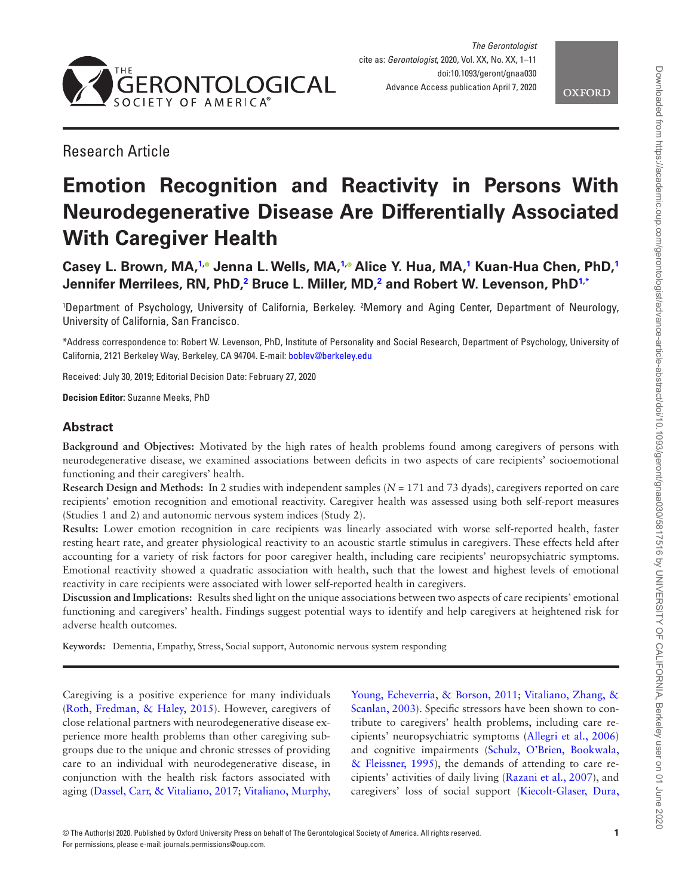Research Article

# Emotion Recognition and Reactivity in Persons With Neurodegenerative Disease Are Differentially Associated With Caregiver Health

**Casey L. Brown, MA,[1] Jenna L. Wells, MA,[1] Alice Y. Hua, MA,[1] Kuan-Hua Chen, PhD,[1] Jennifer Merrilees, RN, PhD,[2] Bruce L. Miller, MD,[2] and Robert W. Levenson, PhD[1,*]**

[1]Department of Psychology, University of California, Berkeley. [2]Memory and Aging Center, Department of Neurology, University of California, San Francisco.

*Address correspondence to: Robert W. Levenson, PhD, Institute of Personality and Social Research, Department of Psychology, University of California, 2121 Berkeley Way, Berkeley, CA 94704. E-mail: boblev@berkeley.edu

Received: July 30, 2019; Editorial Decision Date: February 27, 2020

**Decision Editor:** Suzanne Meeks, PhD

## Abstract

**Background and Objectives:** Motivated by the high rates of health problems found among caregivers of persons with neurodegenerative disease, we examined associations between deficits in two aspects of care recipients' socioemotional functioning and their caregivers' health.

**Research Design and Methods:** In 2 studies with independent samples ($N$ = 171 and 73 dyads), caregivers reported on care recipients' emotion recognition and emotional reactivity. Caregiver health was assessed using both self-report measures (Studies 1 and 2) and autonomic nervous system indices (Study 2).

**Results:** Lower emotion recognition in care recipients was linearly associated with worse self-reported health, faster resting heart rate, and greater physiological reactivity to an acoustic startle stimulus in caregivers. These effects held after accounting for a variety of risk factors for poor caregiver health, including care recipients' neuropsychiatric symptoms. Emotional reactivity showed a quadratic association with health, such that the lowest and highest levels of emotional reactivity in care recipients were associated with lower self-reported health in caregivers.

**Discussion and Implications:** Results shed light on the unique associations between two aspects of care recipients' emotional functioning and caregivers' health. Findings suggest potential ways to identify and help caregivers at heightened risk for adverse health outcomes.

**Keywords:** Dementia, Empathy, Stress, Social support, Autonomic nervous system responding

Caregiving is a positive experience for many individuals (Roth, Fredman, & Haley, 2015). However, caregivers of close relational partners with neurodegenerative disease experience more health problems than other caregiving subgroups due to the unique and chronic stresses of providing care to an individual with neurodegenerative disease, in conjunction with the health risk factors associated with aging (Dassel, Carr, & Vitaliano, 2017; Vitaliano, Murphy, Young, Echeverria, & Borson, 2011; Vitaliano, Zhang, & Scanlan, 2003). Specific stressors have been shown to contribute to caregivers' health problems, including care recipients' neuropsychiatric symptoms (Allegri et al., 2006) and cognitive impairments (Schulz, O'Brien, Bookwala, & Fleissner, 1995), the demands of attending to care recipients' activities of daily living (Razani et al., 2007), and caregivers' loss of social support (Kiecolt-Glaser, Dura,

© The Author(s) 2020. Published by Oxford University Press on behalf of The Gerontological Society of America. All rights reserved.
For permissions, please e-mail: journals.permissions@oup.com.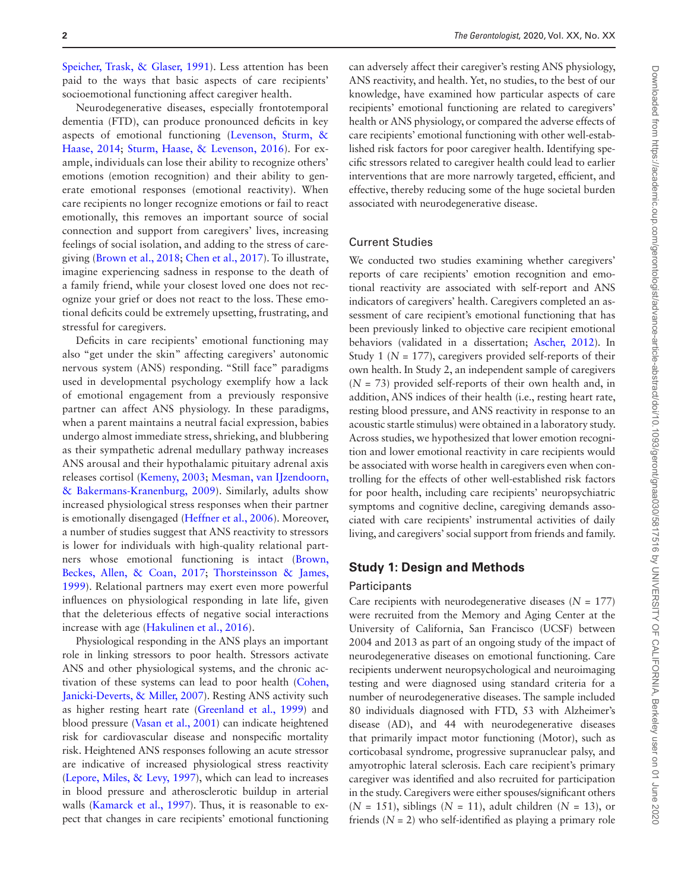Speicher, Trask, & Glaser, 1991). Less attention has been paid to the ways that basic aspects of care recipients' socioemotional functioning affect caregiver health.

Neurodegenerative diseases, especially frontotemporal dementia (FTD), can produce pronounced deficits in key aspects of emotional functioning (Levenson, Sturm, & Haase, 2014; Sturm, Haase, & Levenson, 2016). For example, individuals can lose their ability to recognize others' emotions (emotion recognition) and their ability to generate emotional responses (emotional reactivity). When care recipients no longer recognize emotions or fail to react emotionally, this removes an important source of social connection and support from caregivers' lives, increasing feelings of social isolation, and adding to the stress of caregiving (Brown et al., 2018; Chen et al., 2017). To illustrate, imagine experiencing sadness in response to the death of a family friend, while your closest loved one does not recognize your grief or does not react to the loss. These emotional deficits could be extremely upsetting, frustrating, and stressful for caregivers.

Deficits in care recipients' emotional functioning may also "get under the skin" affecting caregivers' autonomic nervous system (ANS) responding. "Still face" paradigms used in developmental psychology exemplify how a lack of emotional engagement from a previously responsive partner can affect ANS physiology. In these paradigms, when a parent maintains a neutral facial expression, babies undergo almost immediate stress, shrieking, and blubbering as their sympathetic adrenal medullary pathway increases ANS arousal and their hypothalamic pituitary adrenal axis releases cortisol (Kemeny, 2003; Mesman, van IJzendoorn, & Bakermans-Kranenburg, 2009). Similarly, adults show increased physiological stress responses when their partner is emotionally disengaged (Heffner et al., 2006). Moreover, a number of studies suggest that ANS reactivity to stressors is lower for individuals with high-quality relational partners whose emotional functioning is intact (Brown, Beckes, Allen, & Coan, 2017; Thorsteinsson & James, 1999). Relational partners may exert even more powerful influences on physiological responding in late life, given that the deleterious effects of negative social interactions increase with age (Hakulinen et al., 2016).

Physiological responding in the ANS plays an important role in linking stressors to poor health. Stressors activate ANS and other physiological systems, and the chronic activation of these systems can lead to poor health (Cohen, Janicki-Deverts, & Miller, 2007). Resting ANS activity such as higher resting heart rate (Greenland et al., 1999) and blood pressure (Vasan et al., 2001) can indicate heightened risk for cardiovascular disease and nonspecific mortality risk. Heightened ANS responses following an acute stressor are indicative of increased physiological stress reactivity (Lepore, Miles, & Levy, 1997), which can lead to increases in blood pressure and atherosclerotic buildup in arterial walls (Kamarck et al., 1997). Thus, it is reasonable to expect that changes in care recipients' emotional functioning can adversely affect their caregiver's resting ANS physiology, ANS reactivity, and health. Yet, no studies, to the best of our knowledge, have examined how particular aspects of care recipients' emotional functioning are related to caregivers' health or ANS physiology, or compared the adverse effects of care recipients' emotional functioning with other well-established risk factors for poor caregiver health. Identifying specific stressors related to caregiver health could lead to earlier interventions that are more narrowly targeted, efficient, and effective, thereby reducing some of the huge societal burden associated with neurodegenerative disease.

### Current Studies

We conducted two studies examining whether caregivers' reports of care recipients' emotion recognition and emotional reactivity are associated with self-report and ANS indicators of caregivers' health. Caregivers completed an assessment of care recipient's emotional functioning that has been previously linked to objective care recipient emotional behaviors (validated in a dissertation; Ascher, 2012). In Study 1 ($N$ = 177), caregivers provided self-reports of their own health. In Study 2, an independent sample of caregivers ($N$ = 73) provided self-reports of their own health and, in addition, ANS indices of their health (i.e., resting heart rate, resting blood pressure, and ANS reactivity in response to an acoustic startle stimulus) were obtained in a laboratory study. Across studies, we hypothesized that lower emotion recognition and lower emotional reactivity in care recipients would be associated with worse health in caregivers even when controlling for the effects of other well-established risk factors for poor health, including care recipients' neuropsychiatric symptoms and cognitive decline, caregiving demands associated with care recipients' instrumental activities of daily living, and caregivers' social support from friends and family.

## Study 1: Design and Methods

### Participants

Care recipients with neurodegenerative diseases ($N$ = 177) were recruited from the Memory and Aging Center at the University of California, San Francisco (UCSF) between 2004 and 2013 as part of an ongoing study of the impact of neurodegenerative diseases on emotional functioning. Care recipients underwent neuropsychological and neuroimaging testing and were diagnosed using standard criteria for a number of neurodegenerative diseases. The sample included 80 individuals diagnosed with FTD, 53 with Alzheimer's disease (AD), and 44 with neurodegenerative diseases that primarily impact motor functioning (Motor), such as corticobasal syndrome, progressive supranuclear palsy, and amyotrophic lateral sclerosis. Each care recipient's primary caregiver was identified and also recruited for participation in the study. Caregivers were either spouses/significant others ($N$ = 151), siblings ($N$ = 11), adult children ($N$ = 13), or friends ($N$ = 2) who self-identified as playing a primary role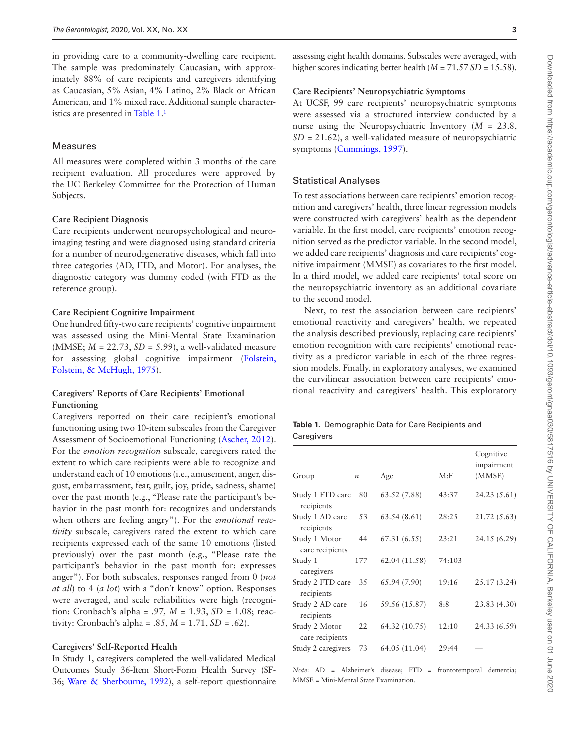in providing care to a community-dwelling care recipient. The sample was predominately Caucasian, with approximately 88% of care recipients and caregivers identifying as Caucasian, 5% Asian, 4% Latino, 2% Black or African American, and 1% mixed race. Additional sample characteristics are presented in Table 1.[1]

## Measures

All measures were completed within 3 months of the care recipient evaluation. All procedures were approved by the UC Berkeley Committee for the Protection of Human Subjects.

### Care Recipient Diagnosis

Care recipients underwent neuropsychological and neuroimaging testing and were diagnosed using standard criteria for a number of neurodegenerative diseases, which fall into three categories (AD, FTD, and Motor). For analyses, the diagnostic category was dummy coded (with FTD as the reference group).

### Care Recipient Cognitive Impairment

One hundred fifty-two care recipients' cognitive impairment was assessed using the Mini-Mental State Examination (MMSE; $M$ = 22.73, $SD$ = 5.99), a well-validated measure for assessing global cognitive impairment (Folstein, Folstein, & McHugh, 1975).

### Caregivers' Reports of Care Recipients' Emotional Functioning

Caregivers reported on their care recipient's emotional functioning using two 10-item subscales from the Caregiver Assessment of Socioemotional Functioning (Ascher, 2012). For the *emotion recognition* subscale, caregivers rated the extent to which care recipients were able to recognize and understand each of 10 emotions (i.e., amusement, anger, disgust, embarrassment, fear, guilt, joy, pride, sadness, shame) over the past month (e.g., "Please rate the participant's behavior in the past month for: recognizes and understands when others are feeling angry"). For the *emotional reactivity* subscale, caregivers rated the extent to which care recipients expressed each of the same 10 emotions (listed previously) over the past month (e.g., "Please rate the participant's behavior in the past month for: expresses anger"). For both subscales, responses ranged from 0 (*not at all*) to 4 (*a lot*) with a "don't know" option. Responses were averaged, and scale reliabilities were high (recognition: Cronbach's alpha = .97, $M$ = 1.93, $SD$ = 1.08; reactivity: Cronbach's alpha = .85, $M$ = 1.71, $SD$ = .62).

### Caregivers' Self-Reported Health

In Study 1, caregivers completed the well-validated Medical Outcomes Study 36-Item Short-Form Health Survey (SF-36; Ware & Sherbourne, 1992), a self-report questionnaire assessing eight health domains. Subscales were averaged, with higher scores indicating better health ($M$ = 71.57 $SD$ = 15.58).

### Care Recipients' Neuropsychiatric Symptoms

At UCSF, 99 care recipients' neuropsychiatric symptoms were assessed via a structured interview conducted by a nurse using the Neuropsychiatric Inventory ($M$ = 23.8, $SD$ = 21.62), a well-validated measure of neuropsychiatric symptoms (Cummings, 1997).

## Statistical Analyses

To test associations between care recipients' emotion recognition and caregivers' health, three linear regression models were constructed with caregivers' health as the dependent variable. In the first model, care recipients' emotion recognition served as the predictor variable. In the second model, we added care recipients' diagnosis and care recipients' cognitive impairment (MMSE) as covariates to the first model. In a third model, we added care recipients' total score on the neuropsychiatric inventory as an additional covariate to the second model.

Next, to test the association between care recipients' emotional reactivity and caregivers' health, we repeated the analysis described previously, replacing care recipients' emotion recognition with care recipients' emotional reactivity as a predictor variable in each of the three regression models. Finally, in exploratory analyses, we examined the curvilinear association between care recipients' emotional reactivity and caregivers' health. This exploratory

**Table 1.** Demographic Data for Care Recipients and Caregivers

| Group | $n$ | Age | M:F | Cognitive impairment (MMSE) |
|---|---|---|---|---|
| Study 1 FTD care recipients | 80 | 63.52 (7.88) | 43:37 | 24.23 (5.61) |
| Study 1 AD care recipients | 53 | 63.54 (8.61) | 28:25 | 21.72 (5.63) |
| Study 1 Motor care recipients | 44 | 67.31 (6.55) | 23:21 | 24.15 (6.29) |
| Study 1 caregivers | 177 | 62.04 (11.58) | 74:103 | — |
| Study 2 FTD care recipients | 35 | 65.94 (7.90) | 19:16 | 25.17 (3.24) |
| Study 2 AD care recipients | 16 | 59.56 (15.87) | 8:8 | 23.83 (4.30) |
| Study 2 Motor care recipients | 22 | 64.32 (10.75) | 12:10 | 24.33 (6.59) |
| Study 2 caregivers | 73 | 64.05 (11.04) | 29:44 | — |

*Note*: AD = Alzheimer's disease; FTD = frontotemporal dementia; MMSE = Mini-Mental State Examination.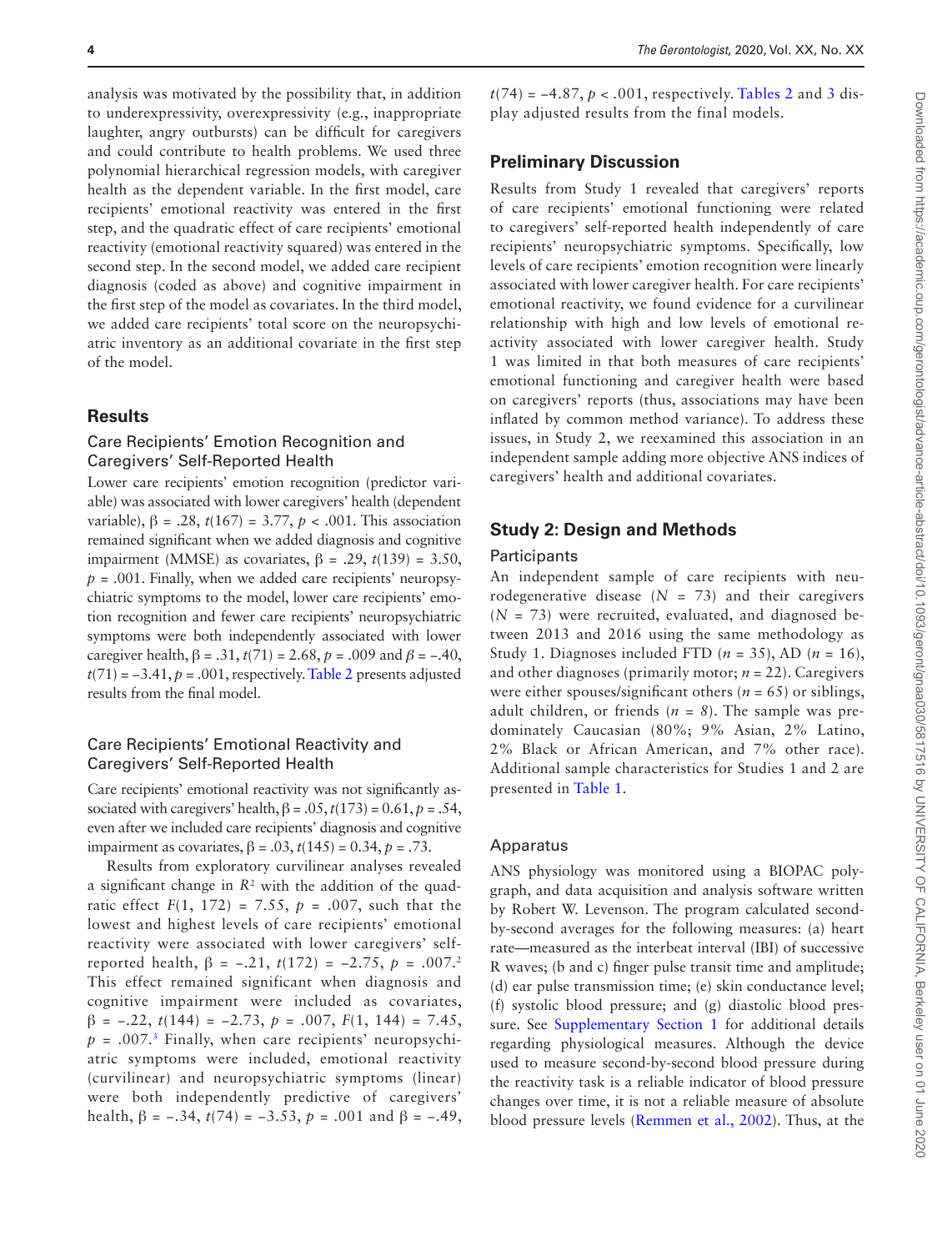analysis was motivated by the possibility that, in addition to underexpressivity, overexpressivity (e.g., inappropriate laughter, angry outbursts) can be difficult for caregivers and could contribute to health problems. We used three polynomial hierarchical regression models, with caregiver health as the dependent variable. In the first model, care recipients' emotional reactivity was entered in the first step, and the quadratic effect of care recipients' emotional reactivity (emotional reactivity squared) was entered in the second step. In the second model, we added care recipient diagnosis (coded as above) and cognitive impairment in the first step of the model as covariates. In the third model, we added care recipients' total score on the neuropsychiatric inventory as an additional covariate in the first step of the model.

## Results

### Care Recipients' Emotion Recognition and Caregivers' Self-Reported Health

Lower care recipients' emotion recognition (predictor variable) was associated with lower caregivers' health (dependent variable), $\beta = .28$, $t(167) = 3.77$, $p < .001$. This association remained significant when we added diagnosis and cognitive impairment (MMSE) as covariates, $\beta = .29$, $t(139) = 3.50$, $p = .001$. Finally, when we added care recipients' neuropsychiatric symptoms to the model, lower care recipients' emotion recognition and fewer care recipients' neuropsychiatric symptoms were both independently associated with lower caregiver health, $\beta = .31$, $t(71) = 2.68$, $p = .009$ and $\beta = -.40$, $t(71) = -3.41$, $p = .001$, respectively. Table 2 presents adjusted results from the final model.

### Care Recipients' Emotional Reactivity and Caregivers' Self-Reported Health

Care recipients' emotional reactivity was not significantly associated with caregivers' health, $\beta = .05$, $t(173) = 0.61$, $p = .54$, even after we included care recipients' diagnosis and cognitive impairment as covariates, $\beta = .03$, $t(145) = 0.34$, $p = .73$.

Results from exploratory curvilinear analyses revealed a significant change in $R^2$ with the addition of the quadratic effect $F(1, 172) = 7.55$, $p = .007$, such that the lowest and highest levels of care recipients' emotional reactivity were associated with lower caregivers' self-reported health, $\beta = -.21$, $t(172) = -2.75$, $p = .007$.[2] This effect remained significant when diagnosis and cognitive impairment were included as covariates, $\beta = -.22$, $t(144) = -2.73$, $p = .007$, $F(1, 144) = 7.45$, $p = .007$.[3] Finally, when care recipients' neuropsychiatric symptoms were included, emotional reactivity (curvilinear) and neuropsychiatric symptoms (linear) were both independently predictive of caregivers' health, $\beta = -.34$, $t(74) = -3.53$, $p = .001$ and $\beta = -.49$, $t(74) = -4.87$, $p < .001$, respectively. Tables 2 and 3 display adjusted results from the final models.

## Preliminary Discussion

Results from Study 1 revealed that caregivers' reports of care recipients' emotional functioning were related to caregivers' self-reported health independently of care recipients' neuropsychiatric symptoms. Specifically, low levels of care recipients' emotion recognition were linearly associated with lower caregiver health. For care recipients' emotional reactivity, we found evidence for a curvilinear relationship with high and low levels of emotional reactivity associated with lower caregiver health. Study 1 was limited in that both measures of care recipients' emotional functioning and caregiver health were based on caregivers' reports (thus, associations may have been inflated by common method variance). To address these issues, in Study 2, we reexamined this association in an independent sample adding more objective ANS indices of caregivers' health and additional covariates.

## Study 2: Design and Methods

### Participants

An independent sample of care recipients with neurodegenerative disease ($N = 73$) and their caregivers ($N = 73$) were recruited, evaluated, and diagnosed between 2013 and 2016 using the same methodology as Study 1. Diagnoses included FTD ($n = 35$), AD ($n = 16$), and other diagnoses (primarily motor; $n = 22$). Caregivers were either spouses/significant others ($n = 65$) or siblings, adult children, or friends ($n = 8$). The sample was predominately Caucasian (80%; 9% Asian, 2% Latino, 2% Black or African American, and 7% other race). Additional sample characteristics for Studies 1 and 2 are presented in Table 1.

### Apparatus

ANS physiology was monitored using a BIOPAC polygraph, and data acquisition and analysis software written by Robert W. Levenson. The program calculated second-by-second averages for the following measures: (a) heart rate—measured as the interbeat interval (IBI) of successive R waves; (b and c) finger pulse transit time and amplitude; (d) ear pulse transmission time; (e) skin conductance level; (f) systolic blood pressure; and (g) diastolic blood pressure. See Supplementary Section 1 for additional details regarding physiological measures. Although the device used to measure second-by-second blood pressure during the reactivity task is a reliable indicator of blood pressure changes over time, it is not a reliable measure of absolute blood pressure levels (Remmen et al., 2002). Thus, at the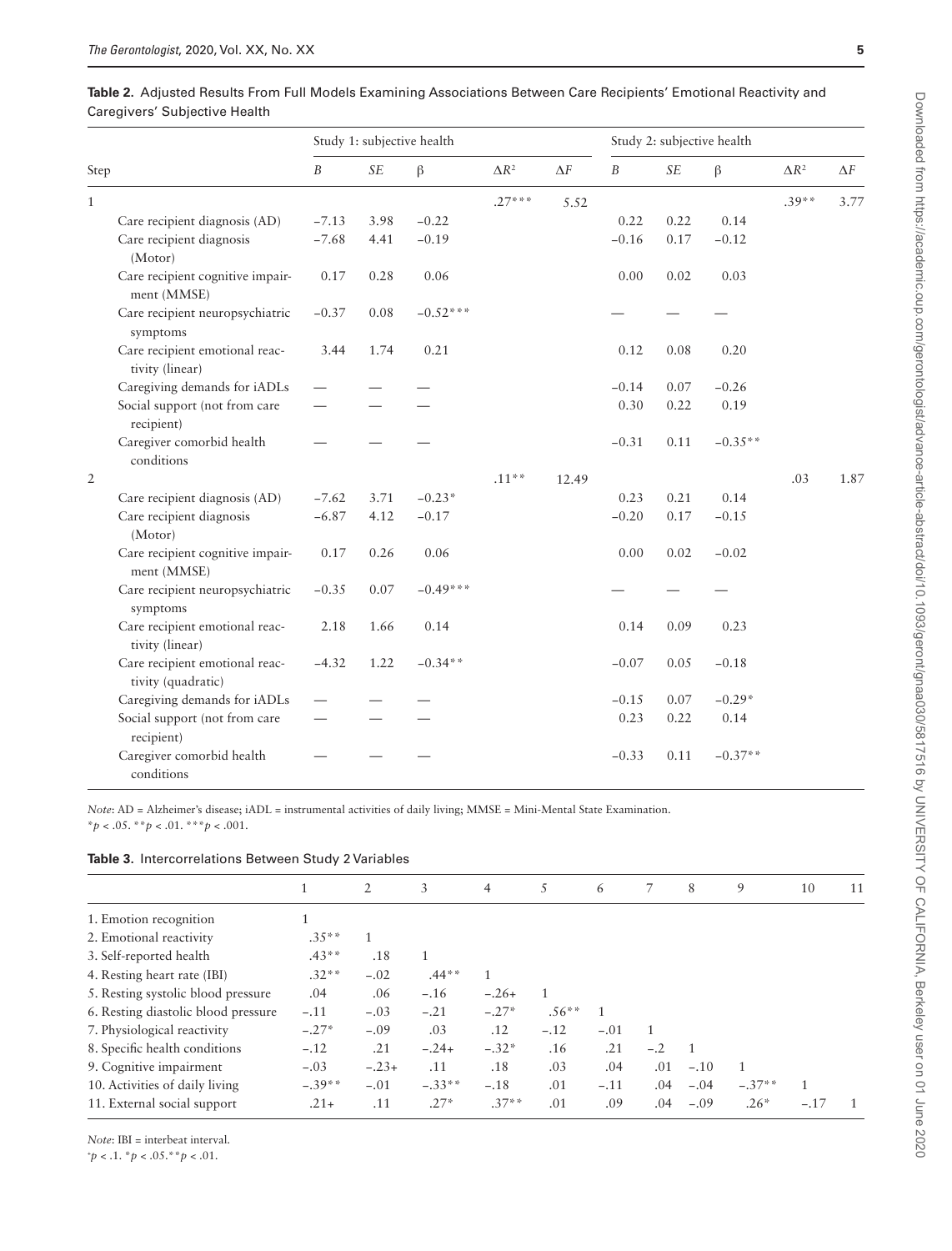**Table 2.** Adjusted Results From Full Models Examining Associations Between Care Recipients' Emotional Reactivity and Caregivers' Subjective Health

| Step | Study 1: subjective health | | | | | Study 2: subjective health | | | | |
|---|---|---|---|---|---|---|---|---|---|---|
| | *B* | *SE* | β | $\Delta R^2$ | $\Delta F$ | *B* | *SE* | β | $\Delta R^2$ | $\Delta F$ |
| 1 | | | | .27*** | 5.52 | | | | .39** | 3.77 |
| Care recipient diagnosis (AD) | −7.13 | 3.98 | −0.22 | | | 0.22 | 0.22 | 0.14 | | |
| Care recipient diagnosis (Motor) | −7.68 | 4.41 | −0.19 | | | −0.16 | 0.17 | −0.12 | | |
| Care recipient cognitive impairment (MMSE) | 0.17 | 0.28 | 0.06 | | | 0.00 | 0.02 | 0.03 | | |
| Care recipient neuropsychiatric symptoms | −0.37 | 0.08 | −0.52*** | | | — | — | — | | |
| Care recipient emotional reactivity (linear) | 3.44 | 1.74 | 0.21 | | | 0.12 | 0.08 | 0.20 | | |
| Caregiving demands for iADLs | — | — | — | | | −0.14 | 0.07 | −0.26 | | |
| Social support (not from care recipient) | — | — | — | | | 0.30 | 0.22 | 0.19 | | |
| Caregiver comorbid health conditions | — | — | — | | | −0.31 | 0.11 | −0.35** | | |
| 2 | | | | .11** | 12.49 | | | | .03 | 1.87 |
| Care recipient diagnosis (AD) | −7.62 | 3.71 | −0.23* | | | 0.23 | 0.21 | 0.14 | | |
| Care recipient diagnosis (Motor) | −6.87 | 4.12 | −0.17 | | | −0.20 | 0.17 | −0.15 | | |
| Care recipient cognitive impairment (MMSE) | 0.17 | 0.26 | 0.06 | | | 0.00 | 0.02 | −0.02 | | |
| Care recipient neuropsychiatric symptoms | −0.35 | 0.07 | −0.49*** | | | — | — | — | | |
| Care recipient emotional reactivity (linear) | 2.18 | 1.66 | 0.14 | | | 0.14 | 0.09 | 0.23 | | |
| Care recipient emotional reactivity (quadratic) | −4.32 | 1.22 | −0.34** | | | −0.07 | 0.05 | −0.18 | | |
| Caregiving demands for iADLs | — | — | — | | | −0.15 | 0.07 | −0.29* | | |
| Social support (not from care recipient) | — | — | — | | | 0.23 | 0.22 | 0.14 | | |
| Caregiver comorbid health conditions | — | — | — | | | −0.33 | 0.11 | −0.37** | | |

*Note*: AD = Alzheimer's disease; iADL = instrumental activities of daily living; MMSE = Mini-Mental State Examination.
$^*p < .05$. $^{**}p < .01$. $^{***}p < .001$.

**Table 3.** Intercorrelations Between Study 2 Variables

| | 1 | 2 | 3 | 4 | 5 | 6 | 7 | 8 | 9 | 10 | 11 |
|---|---|---|---|---|---|---|---|---|---|---|---|
| 1. Emotion recognition | 1 | | | | | | | | | | |
| 2. Emotional reactivity | .35** | 1 | | | | | | | | | |
| 3. Self-reported health | .43** | .18 | 1 | | | | | | | | |
| 4. Resting heart rate (IBI) | .32** | −.02 | .44** | 1 | | | | | | | |
| 5. Resting systolic blood pressure | .04 | .06 | −.16 | −.26+ | 1 | | | | | | |
| 6. Resting diastolic blood pressure | −.11 | −.03 | −.21 | −.27* | .56** | 1 | | | | | |
| 7. Physiological reactivity | −.27* | −.09 | .03 | .12 | −.12 | −.01 | 1 | | | | |
| 8. Specific health conditions | −.12 | .21 | −.24+ | −.32* | .16 | .21 | −.2 | 1 | | | |
| 9. Cognitive impairment | −.03 | −.23+ | .11 | .18 | .03 | .04 | .01 | −.10 | 1 | | |
| 10. Activities of daily living | −.39** | −.01 | −.33** | −.18 | .01 | −.11 | .04 | −.04 | −.37** | 1 | |
| 11. External social support | .21+ | .11 | .27* | .37** | .01 | .09 | .04 | −.09 | .26* | −.17 | 1 |

*Note*: IBI = interbeat interval.
$^+p < .1$. $^*p < .05$. $^{**}p < .01$.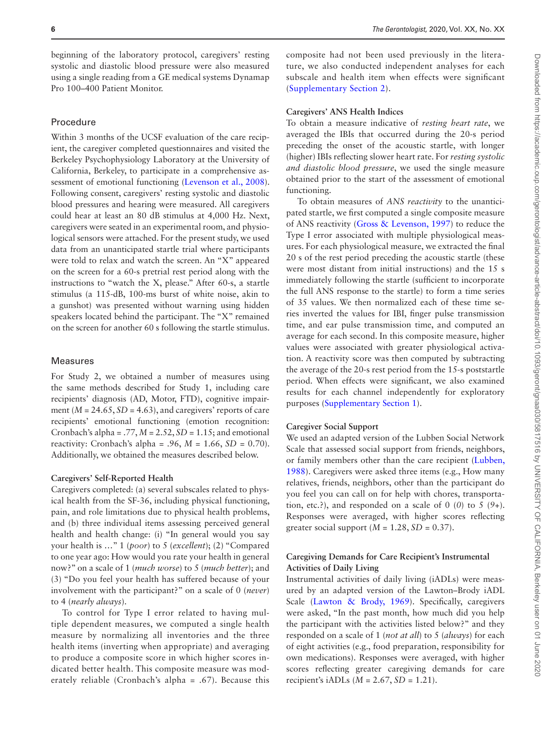beginning of the laboratory protocol, caregivers' resting systolic and diastolic blood pressure were also measured using a single reading from a GE medical systems Dynamap Pro 100–400 Patient Monitor.

## Procedure

Within 3 months of the UCSF evaluation of the care recipient, the caregiver completed questionnaires and visited the Berkeley Psychophysiology Laboratory at the University of California, Berkeley, to participate in a comprehensive assessment of emotional functioning (Levenson et al., 2008). Following consent, caregivers' resting systolic and diastolic blood pressures and hearing were measured. All caregivers could hear at least an 80 dB stimulus at 4,000 Hz. Next, caregivers were seated in an experimental room, and physiological sensors were attached. For the present study, we used data from an unanticipated startle trial where participants were told to relax and watch the screen. An "X" appeared on the screen for a 60-s pretrial rest period along with the instructions to "watch the X, please." After 60-s, a startle stimulus (a 115-dB, 100-ms burst of white noise, akin to a gunshot) was presented without warning using hidden speakers located behind the participant. The "X" remained on the screen for another 60 s following the startle stimulus.

## Measures

For Study 2, we obtained a number of measures using the same methods described for Study 1, including care recipients' diagnosis (AD, Motor, FTD), cognitive impairment ($M$ = 24.65, $SD$ = 4.63), and caregivers' reports of care recipients' emotional functioning (emotion recognition: Cronbach's alpha = .77, $M$ = 2.52, $SD$ = 1.15; and emotional reactivity: Cronbach's alpha = .96, $M$ = 1.66, $SD$ = 0.70). Additionally, we obtained the measures described below.

### Caregivers' Self-Reported Health

Caregivers completed: (a) several subscales related to physical health from the SF-36, including physical functioning, pain, and role limitations due to physical health problems, and (b) three individual items assessing perceived general health and health change: (i) "In general would you say your health is …" 1 (*poor*) to 5 (*excellent*); (2) "Compared to one year ago: How would you rate your health in general now?" on a scale of 1 (*much worse*) to 5 (*much better*); and (3) "Do you feel your health has suffered because of your involvement with the participant?" on a scale of 0 (*never*) to 4 (*nearly always*).

To control for Type I error related to having multiple dependent measures, we computed a single health measure by normalizing all inventories and the three health items (inverting when appropriate) and averaging to produce a composite score in which higher scores indicated better health. This composite measure was moderately reliable (Cronbach's alpha = .67). Because this composite had not been used previously in the literature, we also conducted independent analyses for each subscale and health item when effects were significant (Supplementary Section 2).

### Caregivers' ANS Health Indices

To obtain a measure indicative of *resting heart rate*, we averaged the IBIs that occurred during the 20-s period preceding the onset of the acoustic startle, with longer (higher) IBIs reflecting slower heart rate. For *resting systolic and diastolic blood pressure*, we used the single measure obtained prior to the start of the assessment of emotional functioning.

To obtain measures of *ANS reactivity* to the unanticipated startle, we first computed a single composite measure of ANS reactivity (Gross & Levenson, 1997) to reduce the Type I error associated with multiple physiological measures. For each physiological measure, we extracted the final 20 s of the rest period preceding the acoustic startle (these were most distant from initial instructions) and the 15 s immediately following the startle (sufficient to incorporate the full ANS response to the startle) to form a time series of 35 values. We then normalized each of these time series inverted the values for IBI, finger pulse transmission time, and ear pulse transmission time, and computed an average for each second. In this composite measure, higher values were associated with greater physiological activation. A reactivity score was then computed by subtracting the average of the 20-s rest period from the 15-s poststartle period. When effects were significant, we also examined results for each channel independently for exploratory purposes (Supplementary Section 1).

### Caregiver Social Support

We used an adapted version of the Lubben Social Network Scale that assessed social support from friends, neighbors, or family members other than the care recipient (Lubben, 1988). Caregivers were asked three items (e.g., How many relatives, friends, neighbors, other than the participant do you feel you can call on for help with chores, transportation, etc.?), and responded on a scale of 0 (*0*) to 5 (*9+*). Responses were averaged, with higher scores reflecting greater social support ($M$ = 1.28, $SD$ = 0.37).

### Caregiving Demands for Care Recipient's Instrumental Activities of Daily Living

Instrumental activities of daily living (iADLs) were measured by an adapted version of the Lawton–Brody iADL Scale (Lawton & Brody, 1969). Specifically, caregivers were asked, "In the past month, how much did you help the participant with the activities listed below?" and they responded on a scale of 1 (*not at all*) to 5 (*always*) for each of eight activities (e.g., food preparation, responsibility for own medications). Responses were averaged, with higher scores reflecting greater caregiving demands for care recipient's iADLs ($M$ = 2.67, $SD$ = 1.21).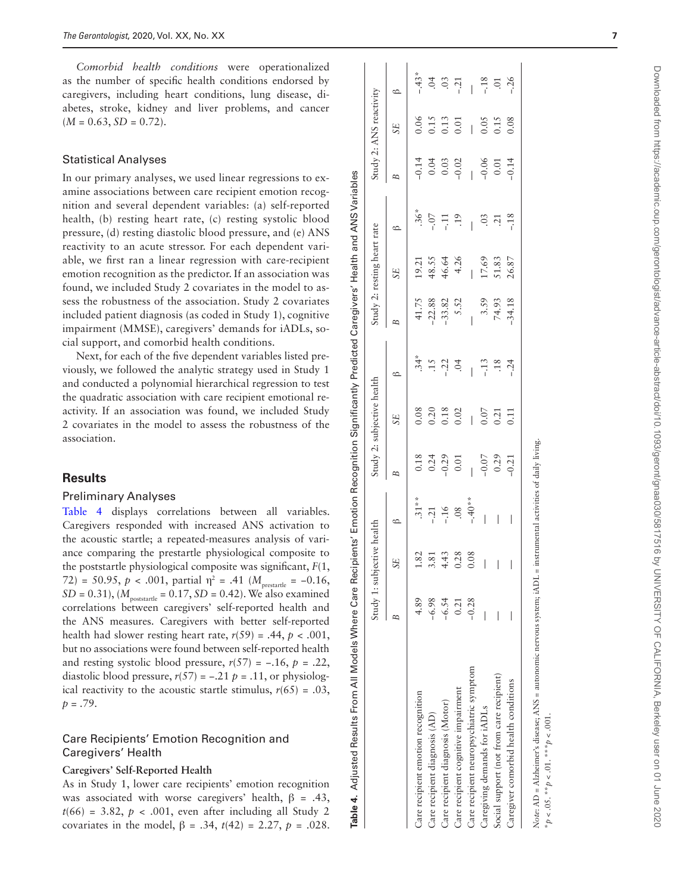*Comorbid health conditions* were operationalized as the number of specific health conditions endorsed by caregivers, including heart conditions, lung disease, diabetes, stroke, kidney and liver problems, and cancer ($M = 0.63$, $SD = 0.72$).

### Statistical Analyses

In our primary analyses, we used linear regressions to examine associations between care recipient emotion recognition and several dependent variables: (a) self-reported health, (b) resting heart rate, (c) resting systolic blood pressure, (d) resting diastolic blood pressure, and (e) ANS reactivity to an acute stressor. For each dependent variable, we first ran a linear regression with care-recipient emotion recognition as the predictor. If an association was found, we included Study 2 covariates in the model to assess the robustness of the association. Study 2 covariates included patient diagnosis (as coded in Study 1), cognitive impairment (MMSE), caregivers' demands for iADLs, social support, and comorbid health conditions.

Next, for each of the five dependent variables listed previously, we followed the analytic strategy used in Study 1 and conducted a polynomial hierarchical regression to test the quadratic association with care recipient emotional reactivity. If an association was found, we included Study 2 covariates in the model to assess the robustness of the association.

## Results

### Preliminary Analyses

Table 4 displays correlations between all variables. Caregivers responded with increased ANS activation to the acoustic startle; a repeated-measures analysis of variance comparing the prestartle physiological composite to the poststartle physiological composite was significant, $F(1, 72) = 50.95$, $p < .001$, partial $\eta^2 = .41$ ($M_{\text{prestartle}} = -0.16$, $SD = 0.31$), ($M_{\text{poststartle}} = 0.17$, $SD = 0.42$). We also examined correlations between caregivers' self-reported health and the ANS measures. Caregivers with better self-reported health had slower resting heart rate, $r(59) = .44$, $p < .001$, but no associations were found between self-reported health and resting systolic blood pressure, $r(57) = -.16$, $p = .22$, diastolic blood pressure, $r(57) = -.21$ $p = .11$, or physiological reactivity to the acoustic startle stimulus, $r(65) = .03$, $p = .79$.

### Care Recipients' Emotion Recognition and Caregivers' Health

#### Caregivers' Self-Reported Health

As in Study 1, lower care recipients' emotion recognition was associated with worse caregivers' health, $\beta = .43$, $t(66) = 3.82$, $p < .001$, even after including all Study 2 covariates in the model, $\beta = .34$, $t(42) = 2.27$, $p = .028$.

**Table 4.** Adjusted Results From All Models Where Care Recipients' Emotion Recognition Significantly Predicted Caregivers' Health and ANS Variables

| | Study 1: subjective health | | | Study 2: subjective health | | | Study 2: resting heart rate | | | Study 2: ANS reactivity | | |
|---|---|---|---|---|---|---|---|---|---|---|---|---|
| | *B* | *SE* | β | *B* | *SE* | β | *B* | *SE* | β | *B* | *SE* | β |
| Care recipient emotion recognition | 4.89 | 1.82 | .31** | 0.18 | 0.08 | .34* | 41.75 | 19.21 | .36* | −0.14 | 0.06 | −.43* |
| Care recipient diagnosis (AD) | −6.98 | 3.81 | −.21 | 0.24 | 0.20 | .15 | −22.88 | 48.55 | −.07 | 0.04 | 0.15 | .04 |
| Care recipient diagnosis (Motor) | −6.54 | 4.43 | −.16 | −0.29 | 0.18 | −.22 | −33.82 | 46.64 | −.11 | 0.03 | 0.13 | .03 |
| Care recipient cognitive impairment | 0.21 | 0.28 | .08 | 0.01 | 0.02 | .04 | 5.52 | 4.26 | .19 | −0.02 | 0.01 | −.21 |
| Care recipient neuropsychiatric symptom | −0.28 | 0.08 | −.40** | — | — | — | — | — | — | — | — | — |
| Caregiving demands for iADLs | — | — | — | −0.07 | 0.07 | −.13 | 3.59 | 17.69 | .03 | −0.06 | 0.05 | −.18 |
| Social support (not from care recipient) | — | — | — | 0.29 | 0.21 | .18 | 74.93 | 51.83 | .21 | 0.01 | 0.15 | .01 |
| Caregiver comorbid health conditions | — | — | — | −0.21 | 0.11 | −.24 | −34.18 | 26.87 | −.18 | −0.14 | 0.08 | −.26 |

*Note*: AD = Alzheimer's disease; ANS = autonomic nervous system; iADL = instrumental activities of daily living.
*$p < .05$. **$p < .01$. ***$p < .001$.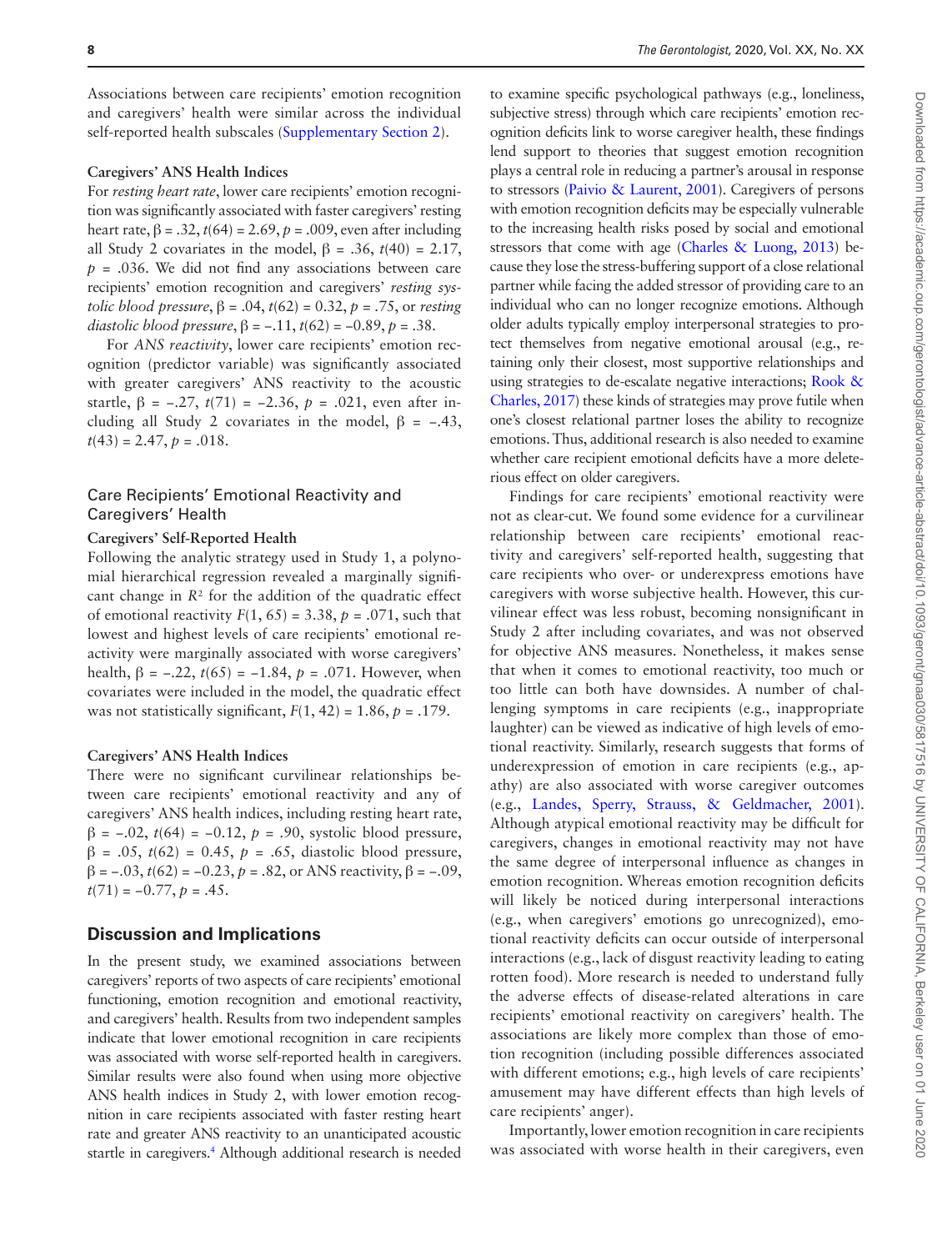Associations between care recipients' emotion recognition and caregivers' health were similar across the individual self-reported health subscales (Supplementary Section 2).

#### Caregivers' ANS Health Indices

For *resting heart rate*, lower care recipients' emotion recognition was significantly associated with faster caregivers' resting heart rate, $\beta = .32$, $t(64) = 2.69$, $p = .009$, even after including all Study 2 covariates in the model, $\beta = .36$, $t(40) = 2.17$, $p = .036$. We did not find any associations between care recipients' emotion recognition and caregivers' *resting systolic blood pressure*, $\beta = .04$, $t(62) = 0.32$, $p = .75$, or *resting diastolic blood pressure*, $\beta = -.11$, $t(62) = -0.89$, $p = .38$.

For *ANS reactivity*, lower care recipients' emotion recognition (predictor variable) was significantly associated with greater caregivers' ANS reactivity to the acoustic startle, $\beta = -.27$, $t(71) = -2.36$, $p = .021$, even after including all Study 2 covariates in the model, $\beta = -.43$, $t(43) = 2.47$, $p = .018$.

### Care Recipients' Emotional Reactivity and Caregivers' Health

#### Caregivers' Self-Reported Health

Following the analytic strategy used in Study 1, a polynomial hierarchical regression revealed a marginally significant change in $R^2$ for the addition of the quadratic effect of emotional reactivity $F(1, 65) = 3.38$, $p = .071$, such that lowest and highest levels of care recipients' emotional reactivity were marginally associated with worse caregivers' health, $\beta = -.22$, $t(65) = -1.84$, $p = .071$. However, when covariates were included in the model, the quadratic effect was not statistically significant, $F(1, 42) = 1.86$, $p = .179$.

#### Caregivers' ANS Health Indices

There were no significant curvilinear relationships between care recipients' emotional reactivity and any of caregivers' ANS health indices, including resting heart rate, $\beta = -.02$, $t(64) = -0.12$, $p = .90$, systolic blood pressure, $\beta = .05$, $t(62) = 0.45$, $p = .65$, diastolic blood pressure, $\beta = -.03$, $t(62) = -0.23$, $p = .82$, or ANS reactivity, $\beta = -.09$, $t(71) = -0.77$, $p = .45$.

## Discussion and Implications

In the present study, we examined associations between caregivers' reports of two aspects of care recipients' emotional functioning, emotion recognition and emotional reactivity, and caregivers' health. Results from two independent samples indicate that lower emotional recognition in care recipients was associated with worse self-reported health in caregivers. Similar results were also found when using more objective ANS health indices in Study 2, with lower emotion recognition in care recipients associated with faster resting heart rate and greater ANS reactivity to an unanticipated acoustic startle in caregivers.[4] Although additional research is needed to examine specific psychological pathways (e.g., loneliness, subjective stress) through which care recipients' emotion recognition deficits link to worse caregiver health, these findings lend support to theories that suggest emotion recognition plays a central role in reducing a partner's arousal in response to stressors (Paivio & Laurent, 2001). Caregivers of persons with emotion recognition deficits may be especially vulnerable to the increasing health risks posed by social and emotional stressors that come with age (Charles & Luong, 2013) because they lose the stress-buffering support of a close relational partner while facing the added stressor of providing care to an individual who can no longer recognize emotions. Although older adults typically employ interpersonal strategies to protect themselves from negative emotional arousal (e.g., retaining only their closest, most supportive relationships and using strategies to de-escalate negative interactions; Rook & Charles, 2017) these kinds of strategies may prove futile when one's closest relational partner loses the ability to recognize emotions. Thus, additional research is also needed to examine whether care recipient emotional deficits have a more deleterious effect on older caregivers.

Findings for care recipients' emotional reactivity were not as clear-cut. We found some evidence for a curvilinear relationship between care recipients' emotional reactivity and caregivers' self-reported health, suggesting that care recipients who over- or underexpress emotions have caregivers with worse subjective health. However, this curvilinear effect was less robust, becoming nonsignificant in Study 2 after including covariates, and was not observed for objective ANS measures. Nonetheless, it makes sense that when it comes to emotional reactivity, too much or too little can both have downsides. A number of challenging symptoms in care recipients (e.g., inappropriate laughter) can be viewed as indicative of high levels of emotional reactivity. Similarly, research suggests that forms of underexpression of emotion in care recipients (e.g., apathy) are also associated with worse caregiver outcomes (e.g., Landes, Sperry, Strauss, & Geldmacher, 2001). Although atypical emotional reactivity may be difficult for caregivers, changes in emotional reactivity may not have the same degree of interpersonal influence as changes in emotion recognition. Whereas emotion recognition deficits will likely be noticed during interpersonal interactions (e.g., when caregivers' emotions go unrecognized), emotional reactivity deficits can occur outside of interpersonal interactions (e.g., lack of disgust reactivity leading to eating rotten food). More research is needed to understand fully the adverse effects of disease-related alterations in care recipients' emotional reactivity on caregivers' health. The associations are likely more complex than those of emotion recognition (including possible differences associated with different emotions; e.g., high levels of care recipients' amusement may have different effects than high levels of care recipients' anger).

Importantly, lower emotion recognition in care recipients was associated with worse health in their caregivers, even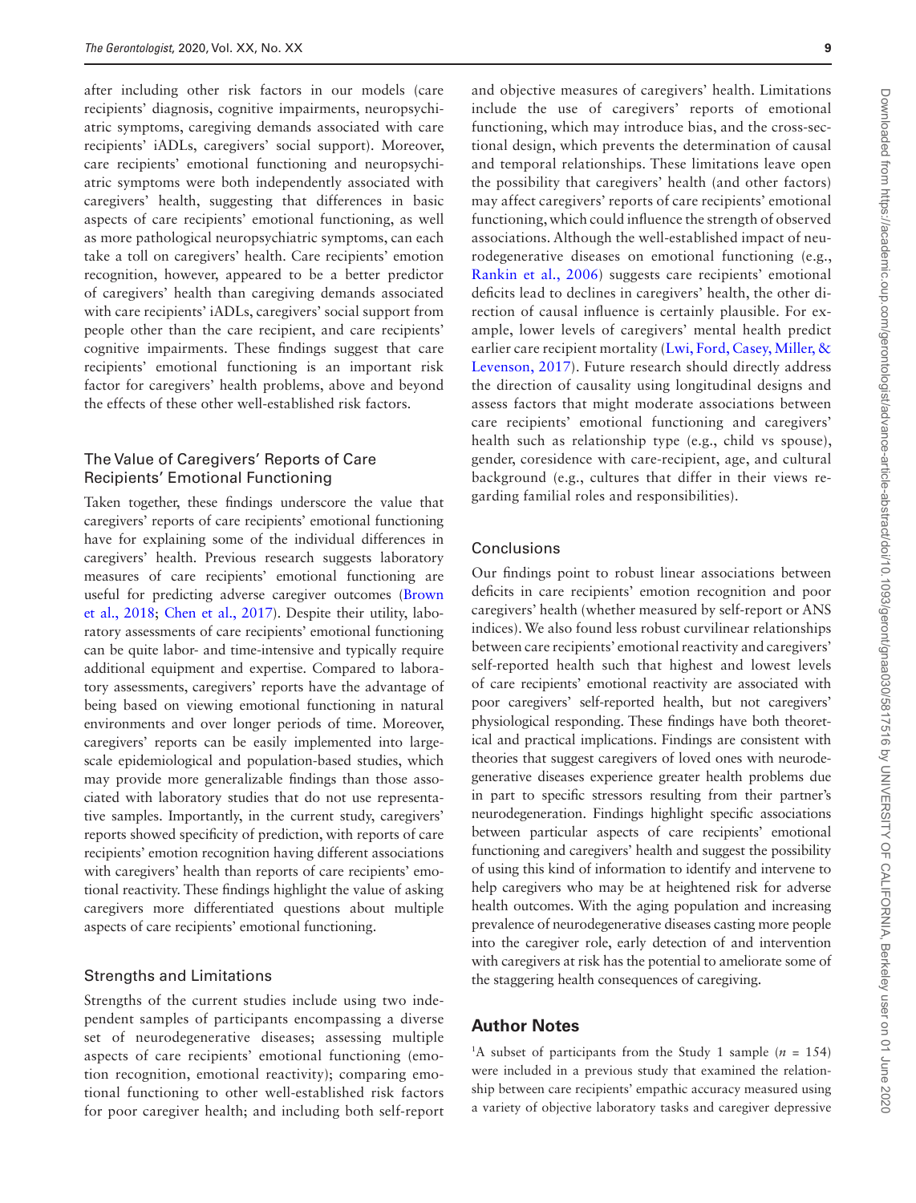after including other risk factors in our models (care recipients' diagnosis, cognitive impairments, neuropsychiatric symptoms, caregiving demands associated with care recipients' iADLs, caregivers' social support). Moreover, care recipients' emotional functioning and neuropsychiatric symptoms were both independently associated with caregivers' health, suggesting that differences in basic aspects of care recipients' emotional functioning, as well as more pathological neuropsychiatric symptoms, can each take a toll on caregivers' health. Care recipients' emotion recognition, however, appeared to be a better predictor of caregivers' health than caregiving demands associated with care recipients' iADLs, caregivers' social support from people other than the care recipient, and care recipients' cognitive impairments. These findings suggest that care recipients' emotional functioning is an important risk factor for caregivers' health problems, above and beyond the effects of these other well-established risk factors.

## The Value of Caregivers' Reports of Care Recipients' Emotional Functioning

Taken together, these findings underscore the value that caregivers' reports of care recipients' emotional functioning have for explaining some of the individual differences in caregivers' health. Previous research suggests laboratory measures of care recipients' emotional functioning are useful for predicting adverse caregiver outcomes (Brown et al., 2018; Chen et al., 2017). Despite their utility, laboratory assessments of care recipients' emotional functioning can be quite labor- and time-intensive and typically require additional equipment and expertise. Compared to laboratory assessments, caregivers' reports have the advantage of being based on viewing emotional functioning in natural environments and over longer periods of time. Moreover, caregivers' reports can be easily implemented into large-scale epidemiological and population-based studies, which may provide more generalizable findings than those associated with laboratory studies that do not use representative samples. Importantly, in the current study, caregivers' reports showed specificity of prediction, with reports of care recipients' emotion recognition having different associations with caregivers' health than reports of care recipients' emotional reactivity. These findings highlight the value of asking caregivers more differentiated questions about multiple aspects of care recipients' emotional functioning.

## Strengths and Limitations

Strengths of the current studies include using two independent samples of participants encompassing a diverse set of neurodegenerative diseases; assessing multiple aspects of care recipients' emotional functioning (emotion recognition, emotional reactivity); comparing emotional functioning to other well-established risk factors for poor caregiver health; and including both self-report and objective measures of caregivers' health. Limitations include the use of caregivers' reports of emotional functioning, which may introduce bias, and the cross-sectional design, which prevents the determination of causal and temporal relationships. These limitations leave open the possibility that caregivers' health (and other factors) may affect caregivers' reports of care recipients' emotional functioning, which could influence the strength of observed associations. Although the well-established impact of neurodegenerative diseases on emotional functioning (e.g., Rankin et al., 2006) suggests care recipients' emotional deficits lead to declines in caregivers' health, the other direction of causal influence is certainly plausible. For example, lower levels of caregivers' mental health predict earlier care recipient mortality (Lwi, Ford, Casey, Miller, & Levenson, 2017). Future research should directly address the direction of causality using longitudinal designs and assess factors that might moderate associations between care recipients' emotional functioning and caregivers' health such as relationship type (e.g., child vs spouse), gender, coresidence with care-recipient, age, and cultural background (e.g., cultures that differ in their views regarding familial roles and responsibilities).

## Conclusions

Our findings point to robust linear associations between deficits in care recipients' emotion recognition and poor caregivers' health (whether measured by self-report or ANS indices). We also found less robust curvilinear relationships between care recipients' emotional reactivity and caregivers' self-reported health such that highest and lowest levels of care recipients' emotional reactivity are associated with poor caregivers' self-reported health, but not caregivers' physiological responding. These findings have both theoretical and practical implications. Findings are consistent with theories that suggest caregivers of loved ones with neurodegenerative diseases experience greater health problems due in part to specific stressors resulting from their partner's neurodegeneration. Findings highlight specific associations between particular aspects of care recipients' emotional functioning and caregivers' health and suggest the possibility of using this kind of information to identify and intervene to help caregivers who may be at heightened risk for adverse health outcomes. With the aging population and increasing prevalence of neurodegenerative diseases casting more people into the caregiver role, early detection of and intervention with caregivers at risk has the potential to ameliorate some of the staggering health consequences of caregiving.

# Author Notes

[1]A subset of participants from the Study 1 sample ($n$ = 154) were included in a previous study that examined the relationship between care recipients' empathic accuracy measured using a variety of objective laboratory tasks and caregiver depressive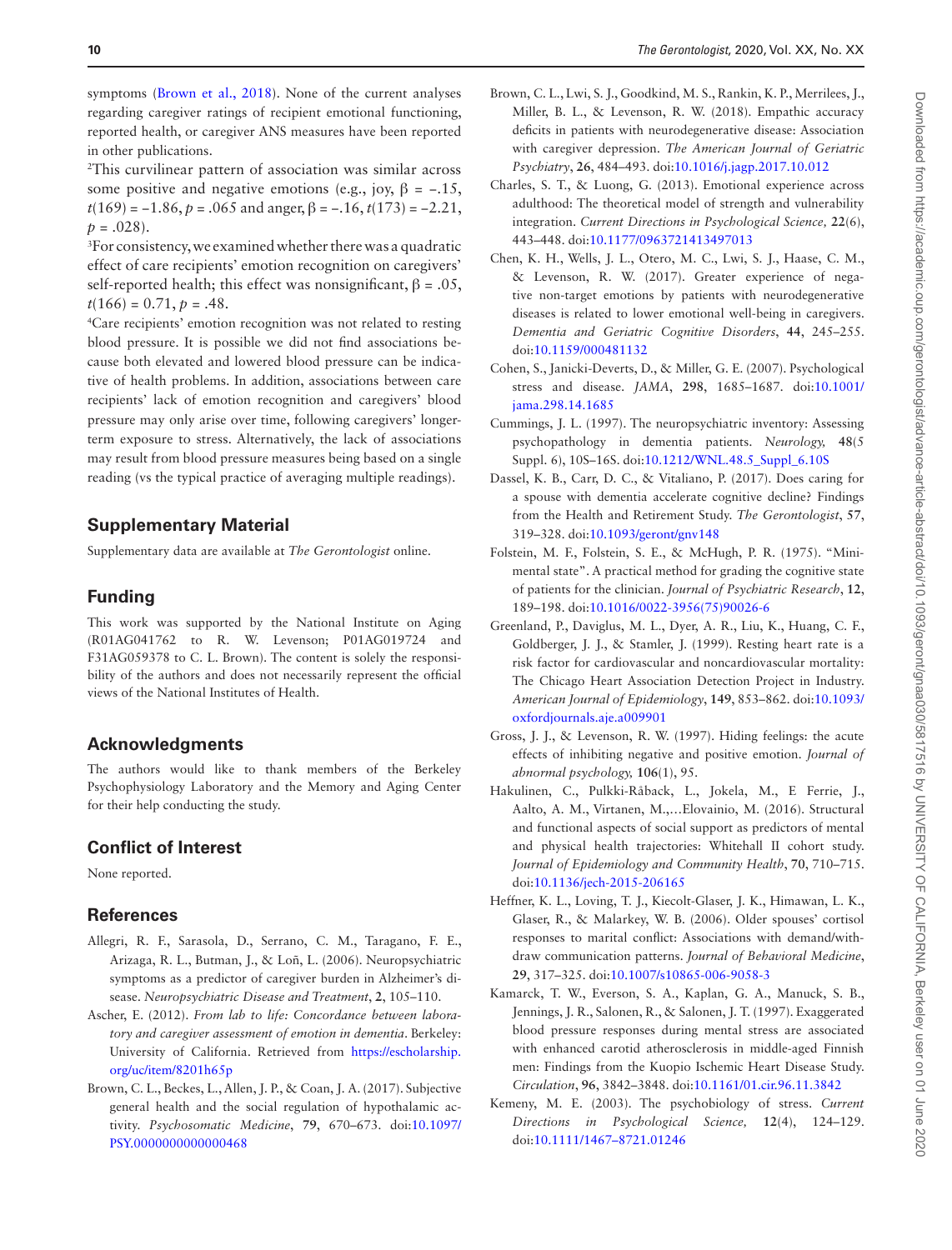symptoms (Brown et al., 2018). None of the current analyses regarding caregiver ratings of recipient emotional functioning, reported health, or caregiver ANS measures have been reported in other publications.

[2]This curvilinear pattern of association was similar across some positive and negative emotions (e.g., joy, $\beta = -.15$, $t(169) = -1.86$, $p = .065$ and anger, $\beta = -.16$, $t(173) = -2.21$, $p = .028$).

[3]For consistency, we examined whether there was a quadratic effect of care recipients' emotion recognition on caregivers' self-reported health; this effect was nonsignificant, $\beta = .05$, $t(166) = 0.71$, $p = .48$.

[4]Care recipients' emotion recognition was not related to resting blood pressure. It is possible we did not find associations because both elevated and lowered blood pressure can be indicative of health problems. In addition, associations between care recipients' lack of emotion recognition and caregivers' blood pressure may only arise over time, following caregivers' longer-term exposure to stress. Alternatively, the lack of associations may result from blood pressure measures being based on a single reading (vs the typical practice of averaging multiple readings).

## Supplementary Material

Supplementary data are available at *The Gerontologist* online.

## Funding

This work was supported by the National Institute on Aging (R01AG041762 to R. W. Levenson; P01AG019724 and F31AG059378 to C. L. Brown). The content is solely the responsibility of the authors and does not necessarily represent the official views of the National Institutes of Health.

## Acknowledgments

The authors would like to thank members of the Berkeley Psychophysiology Laboratory and the Memory and Aging Center for their help conducting the study.

## Conflict of Interest

None reported.

## References

Allegri, R. F., Sarasola, D., Serrano, C. M., Taragano, F. E., Arizaga, R. L., Butman, J., & Loñ, L. (2006). Neuropsychiatric symptoms as a predictor of caregiver burden in Alzheimer's disease. *Neuropsychiatric Disease and Treatment*, **2**, 105–110.

Ascher, E. (2012). *From lab to life: Concordance between laboratory and caregiver assessment of emotion in dementia*. Berkeley: University of California. Retrieved from https://escholarship.org/uc/item/8201h65p

Brown, C. L., Beckes, L., Allen, J. P., & Coan, J. A. (2017). Subjective general health and the social regulation of hypothalamic activity. *Psychosomatic Medicine*, **79**, 670–673. doi:10.1097/PSY.0000000000000468

Brown, C. L., Lwi, S. J., Goodkind, M. S., Rankin, K. P., Merrilees, J., Miller, B. L., & Levenson, R. W. (2018). Empathic accuracy deficits in patients with neurodegenerative disease: Association with caregiver depression. *The American Journal of Geriatric Psychiatry*, **26**, 484–493. doi:10.1016/j.jagp.2017.10.012

Charles, S. T., & Luong, G. (2013). Emotional experience across adulthood: The theoretical model of strength and vulnerability integration. *Current Directions in Psychological Science,* **22**(6), 443–448. doi:10.1177/0963721413497013

Chen, K. H., Wells, J. L., Otero, M. C., Lwi, S. J., Haase, C. M., & Levenson, R. W. (2017). Greater experience of negative non-target emotions by patients with neurodegenerative diseases is related to lower emotional well-being in caregivers. *Dementia and Geriatric Cognitive Disorders*, **44**, 245–255. doi:10.1159/000481132

Cohen, S., Janicki-Deverts, D., & Miller, G. E. (2007). Psychological stress and disease. *JAMA*, **298**, 1685–1687. doi:10.1001/jama.298.14.1685

Cummings, J. L. (1997). The neuropsychiatric inventory: Assessing psychopathology in dementia patients. *Neurology,* **48**(5 Suppl. 6), 10S–16S. doi:10.1212/WNL.48.5_Suppl_6.10S

Dassel, K. B., Carr, D. C., & Vitaliano, P. (2017). Does caring for a spouse with dementia accelerate cognitive decline? Findings from the Health and Retirement Study. *The Gerontologist*, **57**, 319–328. doi:10.1093/geront/gnv148

Folstein, M. F., Folstein, S. E., & McHugh, P. R. (1975). "Mini-mental state". A practical method for grading the cognitive state of patients for the clinician. *Journal of Psychiatric Research*, **12**, 189–198. doi:10.1016/0022-3956(75)90026-6

Greenland, P., Daviglus, M. L., Dyer, A. R., Liu, K., Huang, C. F., Goldberger, J. J., & Stamler, J. (1999). Resting heart rate is a risk factor for cardiovascular and noncardiovascular mortality: The Chicago Heart Association Detection Project in Industry. *American Journal of Epidemiology*, **149**, 853–862. doi:10.1093/oxfordjournals.aje.a009901

Gross, J. J., & Levenson, R. W. (1997). Hiding feelings: the acute effects of inhibiting negative and positive emotion. *Journal of abnormal psychology,* **106**(1), 95.

Hakulinen, C., Pulkki-Råback, L., Jokela, M., E Ferrie, J., Aalto, A. M., Virtanen, M.,…Elovainio, M. (2016). Structural and functional aspects of social support as predictors of mental and physical health trajectories: Whitehall II cohort study. *Journal of Epidemiology and Community Health*, **70**, 710–715. doi:10.1136/jech-2015-206165

Heffner, K. L., Loving, T. J., Kiecolt-Glaser, J. K., Himawan, L. K., Glaser, R., & Malarkey, W. B. (2006). Older spouses' cortisol responses to marital conflict: Associations with demand/withdraw communication patterns. *Journal of Behavioral Medicine*, **29**, 317–325. doi:10.1007/s10865-006-9058-3

Kamarck, T. W., Everson, S. A., Kaplan, G. A., Manuck, S. B., Jennings, J. R., Salonen, R., & Salonen, J. T. (1997). Exaggerated blood pressure responses during mental stress are associated with enhanced carotid atherosclerosis in middle-aged Finnish men: Findings from the Kuopio Ischemic Heart Disease Study. *Circulation*, **96**, 3842–3848. doi:10.1161/01.cir.96.11.3842

Kemeny, M. E. (2003). The psychobiology of stress. *Current Directions in Psychological Science,* **12**(4), 124–129. doi:10.1111/1467–8721.01246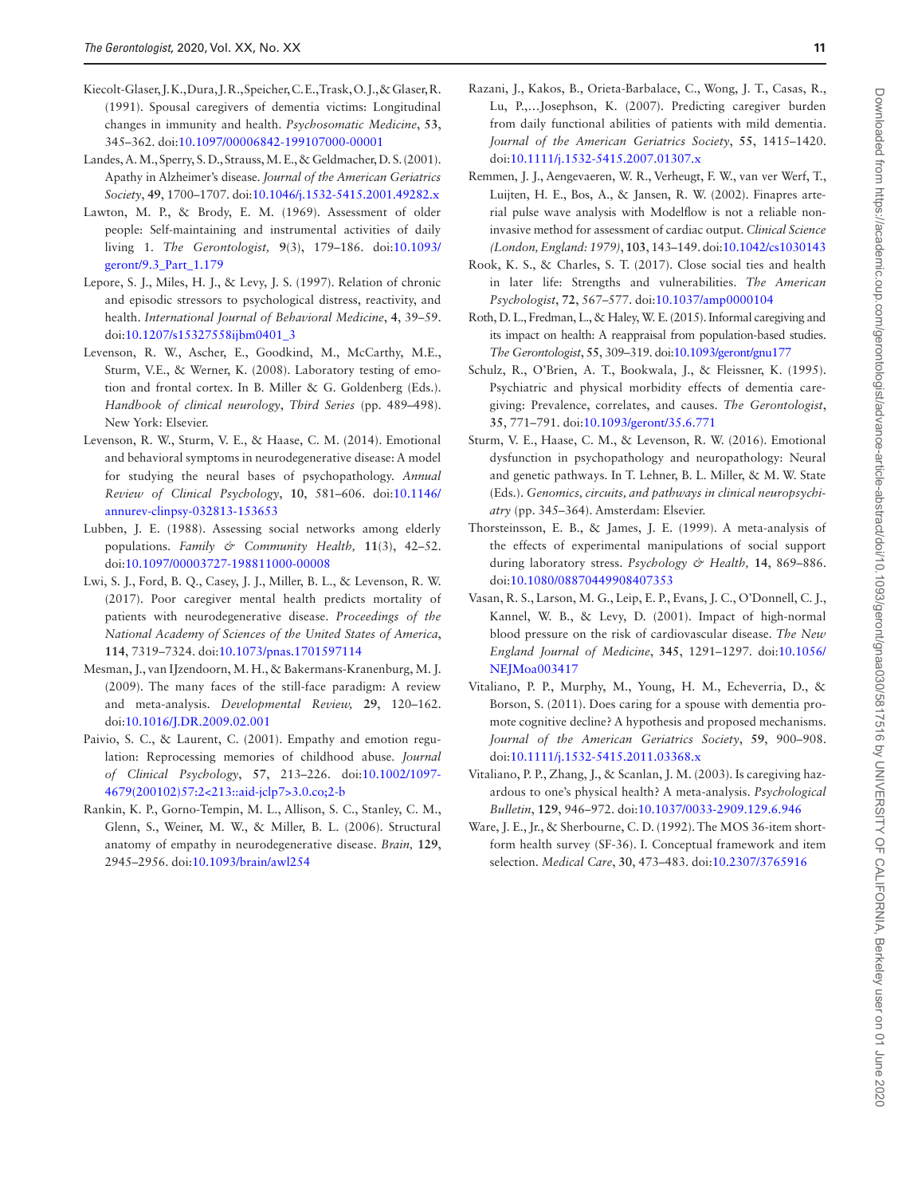Kiecolt-Glaser, J. K., Dura, J. R., Speicher, C. E., Trask, O. J., & Glaser, R. (1991). Spousal caregivers of dementia victims: Longitudinal changes in immunity and health. *Psychosomatic Medicine*, **53**, 345–362. doi:10.1097/00006842-199107000-00001

Landes, A. M., Sperry, S. D., Strauss, M. E., & Geldmacher, D. S. (2001). Apathy in Alzheimer's disease. *Journal of the American Geriatrics Society*, **49**, 1700–1707. doi:10.1046/j.1532-5415.2001.49282.x

Lawton, M. P., & Brody, E. M. (1969). Assessment of older people: Self-maintaining and instrumental activities of daily living 1. *The Gerontologist,* **9**(3), 179–186. doi:10.1093/geront/9.3_Part_1.179

Lepore, S. J., Miles, H. J., & Levy, J. S. (1997). Relation of chronic and episodic stressors to psychological distress, reactivity, and health. *International Journal of Behavioral Medicine*, **4**, 39–59. doi:10.1207/s15327558ijbm0401_3

Levenson, R. W., Ascher, E., Goodkind, M., McCarthy, M.E., Sturm, V.E., & Werner, K. (2008). Laboratory testing of emotion and frontal cortex. In B. Miller & G. Goldenberg (Eds.). *Handbook of clinical neurology*, *Third Series* (pp. 489–498). New York: Elsevier.

Levenson, R. W., Sturm, V. E., & Haase, C. M. (2014). Emotional and behavioral symptoms in neurodegenerative disease: A model for studying the neural bases of psychopathology. *Annual Review of Clinical Psychology*, **10**, 581–606. doi:10.1146/annurev-clinpsy-032813-153653

Lubben, J. E. (1988). Assessing social networks among elderly populations. *Family & Community Health,* **11**(3), 42–52. doi:10.1097/00003727-198811000-00008

Lwi, S. J., Ford, B. Q., Casey, J. J., Miller, B. L., & Levenson, R. W. (2017). Poor caregiver mental health predicts mortality of patients with neurodegenerative disease. *Proceedings of the National Academy of Sciences of the United States of America*, **114**, 7319–7324. doi:10.1073/pnas.1701597114

Mesman, J., van IJzendoorn, M. H., & Bakermans-Kranenburg, M. J. (2009). The many faces of the still-face paradigm: A review and meta-analysis. *Developmental Review,* **29**, 120–162. doi:10.1016/J.DR.2009.02.001

Paivio, S. C., & Laurent, C. (2001). Empathy and emotion regulation: Reprocessing memories of childhood abuse. *Journal of Clinical Psychology*, **57**, 213–226. doi:10.1002/1097-4679(200102)57:2<213::aid-jclp7>3.0.co;2-b

Rankin, K. P., Gorno-Tempini, M. L., Allison, S. C., Stanley, C. M., Glenn, S., Weiner, M. W., & Miller, B. L. (2006). Structural anatomy of empathy in neurodegenerative disease. *Brain,* **129**, 2945–2956. doi:10.1093/brain/awl254

Razani, J., Kakos, B., Orieta-Barbalace, C., Wong, J. T., Casas, R., Lu, P.,…Josephson, K. (2007). Predicting caregiver burden from daily functional abilities of patients with mild dementia. *Journal of the American Geriatrics Society*, **55**, 1415–1420. doi:10.1111/j.1532-5415.2007.01307.x

Remmen, J. J., Aengevaeren, W. R., Verheugt, F. W., van ver Werf, T., Luijten, H. E., Bos, A., & Jansen, R. W. (2002). Finapres arterial pulse wave analysis with Modelflow is not a reliable non-invasive method for assessment of cardiac output. *Clinical Science (London, England: 1979)*, **103**, 143–149. doi:10.1042/cs1030143

Rook, K. S., & Charles, S. T. (2017). Close social ties and health in later life: Strengths and vulnerabilities. *The American Psychologist*, **72**, 567–577. doi:10.1037/amp0000104

Roth, D. L., Fredman, L., & Haley, W. E. (2015). Informal caregiving and its impact on health: A reappraisal from population-based studies. *The Gerontologist*, **55**, 309–319. doi:10.1093/geront/gnu177

Schulz, R., O'Brien, A. T., Bookwala, J., & Fleissner, K. (1995). Psychiatric and physical morbidity effects of dementia caregiving: Prevalence, correlates, and causes. *The Gerontologist*, **35**, 771–791. doi:10.1093/geront/35.6.771

Sturm, V. E., Haase, C. M., & Levenson, R. W. (2016). Emotional dysfunction in psychopathology and neuropathology: Neural and genetic pathways. In T. Lehner, B. L. Miller, & M. W. State (Eds.). *Genomics, circuits, and pathways in clinical neuropsychiatry* (pp. 345–364). Amsterdam: Elsevier.

Thorsteinsson, E. B., & James, J. E. (1999). A meta-analysis of the effects of experimental manipulations of social support during laboratory stress. *Psychology & Health,* **14**, 869–886. doi:10.1080/08870449908407353

Vasan, R. S., Larson, M. G., Leip, E. P., Evans, J. C., O'Donnell, C. J., Kannel, W. B., & Levy, D. (2001). Impact of high-normal blood pressure on the risk of cardiovascular disease. *The New England Journal of Medicine*, **345**, 1291–1297. doi:10.1056/NEJMoa003417

Vitaliano, P. P., Murphy, M., Young, H. M., Echeverria, D., & Borson, S. (2011). Does caring for a spouse with dementia promote cognitive decline? A hypothesis and proposed mechanisms. *Journal of the American Geriatrics Society*, **59**, 900–908. doi:10.1111/j.1532-5415.2011.03368.x

Vitaliano, P. P., Zhang, J., & Scanlan, J. M. (2003). Is caregiving hazardous to one's physical health? A meta-analysis. *Psychological Bulletin*, **129**, 946–972. doi:10.1037/0033-2909.129.6.946

Ware, J. E., Jr., & Sherbourne, C. D. (1992). The MOS 36-item short-form health survey (SF-36). I. Conceptual framework and item selection. *Medical Care*, **30**, 473–483. doi:10.2307/3765916